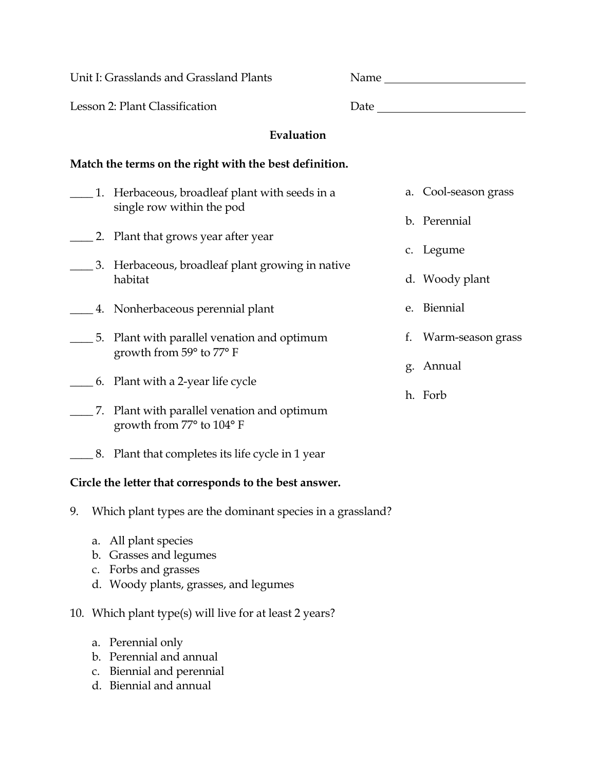Unit I: Grasslands and Grassland Plants — Name ________________________

Lesson 2: Plant Classification — Date ________________________

## Evaluation

**Match the terms on the right with the best definition.**

____ 1. Herbaceous, broadleaf plant with seeds in a single row within the pod

____ 2. Plant that grows year after year

____ 3. Herbaceous, broadleaf plant growing in native habitat

____ 4. Nonherbaceous perennial plant

____ 5. Plant with parallel venation and optimum growth from 59° to 77° F

____ 6. Plant with a 2-year life cycle

____ 7. Plant with parallel venation and optimum growth from 77° to 104° F

____ 8. Plant that completes its life cycle in 1 year

a. Cool-season grass

b. Perennial

c. Legume

d. Woody plant

e. Biennial

f. Warm-season grass

g. Annual

h. Forb

**Circle the letter that corresponds to the best answer.**

9. Which plant types are the dominant species in a grassland?

   a. All plant species
   b. Grasses and legumes
   c. Forbs and grasses
   d. Woody plants, grasses, and legumes

10. Which plant type(s) will live for at least 2 years?

   a. Perennial only
   b. Perennial and annual
   c. Biennial and perennial
   d. Biennial and annual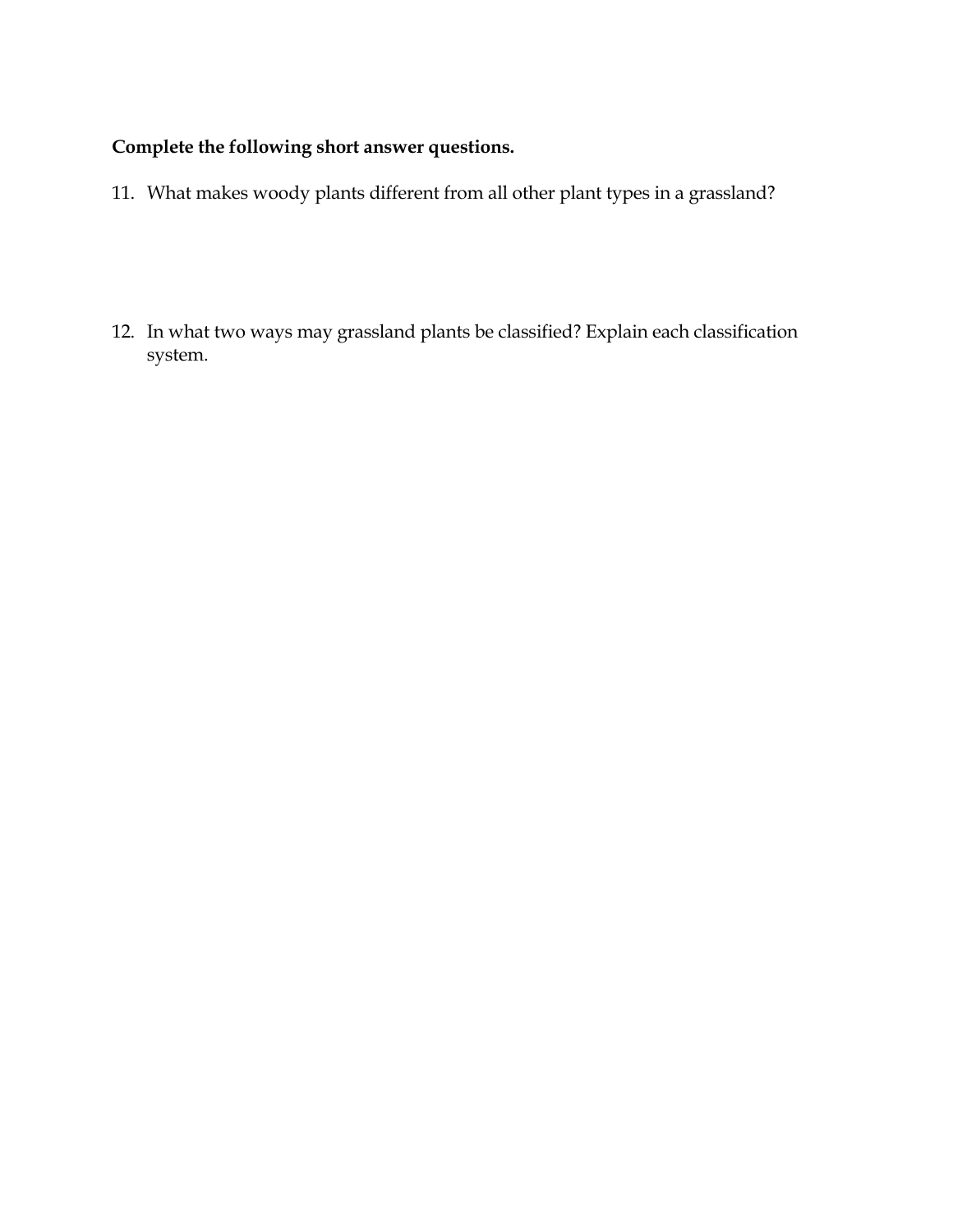**Complete the following short answer questions.**

11. What makes woody plants different from all other plant types in a grassland?

12. In what two ways may grassland plants be classified? Explain each classification system.